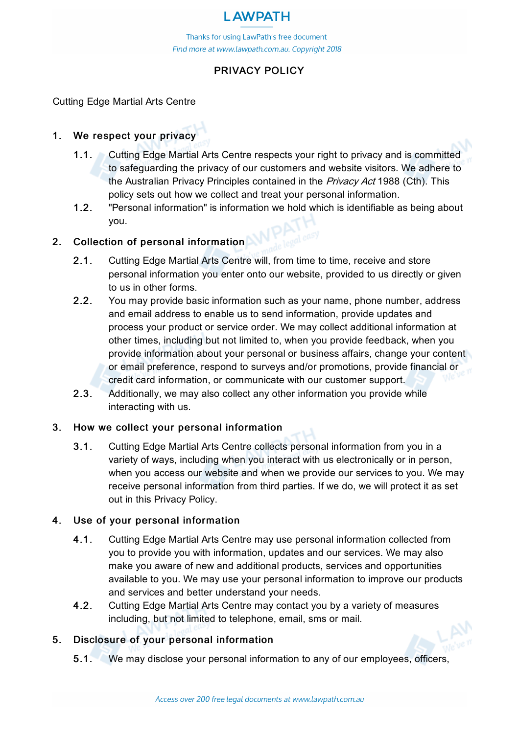# PRIVACY POLICY

Cutting Edge Martial Arts Centre

## 1. We respect your privacy

1.1. Cutting Edge Martial Arts Centre respects your right to privacy and is committed to safeguarding the privacy of our customers and website visitors. We adhere to the Australian Privacy Principles contained in the *Privacy Act* 1988 (Cth). This policy sets out how we collect and treat your personal information.

1.2. "Personal information" is information we hold which is identifiable as being about you.

## 2. Collection of personal information

2.1. Cutting Edge Martial Arts Centre will, from time to time, receive and store personal information you enter onto our website, provided to us directly or given to us in other forms.

2.2. You may provide basic information such as your name, phone number, address and email address to enable us to send information, provide updates and process your product or service order. We may collect additional information at other times, including but not limited to, when you provide feedback, when you provide information about your personal or business affairs, change your content or email preference, respond to surveys and/or promotions, provide financial or credit card information, or communicate with our customer support.

2.3. Additionally, we may also collect any other information you provide while interacting with us.

## 3. How we collect your personal information

3.1. Cutting Edge Martial Arts Centre collects personal information from you in a variety of ways, including when you interact with us electronically or in person, when you access our website and when we provide our services to you. We may receive personal information from third parties. If we do, we will protect it as set out in this Privacy Policy.

## 4. Use of your personal information

4.1. Cutting Edge Martial Arts Centre may use personal information collected from you to provide you with information, updates and our services. We may also make you aware of new and additional products, services and opportunities available to you. We may use your personal information to improve our products and services and better understand your needs.

4.2. Cutting Edge Martial Arts Centre may contact you by a variety of measures including, but not limited to telephone, email, sms or mail.

## 5. Disclosure of your personal information

5.1. We may disclose your personal information to any of our employees, officers,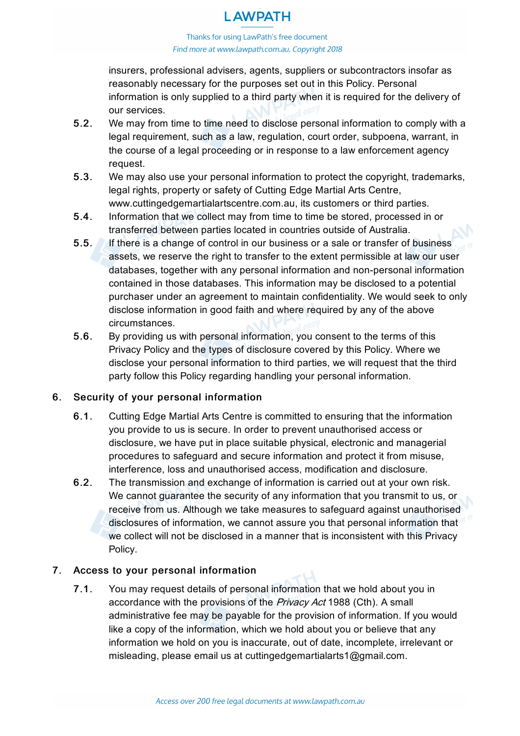insurers, professional advisers, agents, suppliers or subcontractors insofar as reasonably necessary for the purposes set out in this Policy. Personal information is only supplied to a third party when it is required for the delivery of our services.

5.2. We may from time to time need to disclose personal information to comply with a legal requirement, such as a law, regulation, court order, subpoena, warrant, in the course of a legal proceeding or in response to a law enforcement agency request.

5.3. We may also use your personal information to protect the copyright, trademarks, legal rights, property or safety of Cutting Edge Martial Arts Centre, www.cuttingedgemartialartscentre.com.au, its customers or third parties.

5.4. Information that we collect may from time to time be stored, processed in or transferred between parties located in countries outside of Australia.

5.5. If there is a change of control in our business or a sale or transfer of business assets, we reserve the right to transfer to the extent permissible at law our user databases, together with any personal information and non-personal information contained in those databases. This information may be disclosed to a potential purchaser under an agreement to maintain confidentiality. We would seek to only disclose information in good faith and where required by any of the above circumstances.

5.6. By providing us with personal information, you consent to the terms of this Privacy Policy and the types of disclosure covered by this Policy. Where we disclose your personal information to third parties, we will request that the third party follow this Policy regarding handling your personal information.

## 6. Security of your personal information

6.1. Cutting Edge Martial Arts Centre is committed to ensuring that the information you provide to us is secure. In order to prevent unauthorised access or disclosure, we have put in place suitable physical, electronic and managerial procedures to safeguard and secure information and protect it from misuse, interference, loss and unauthorised access, modification and disclosure.

6.2. The transmission and exchange of information is carried out at your own risk. We cannot guarantee the security of any information that you transmit to us, or receive from us. Although we take measures to safeguard against unauthorised disclosures of information, we cannot assure you that personal information that we collect will not be disclosed in a manner that is inconsistent with this Privacy Policy.

## 7. Access to your personal information

7.1. You may request details of personal information that we hold about you in accordance with the provisions of the *Privacy Act* 1988 (Cth). A small administrative fee may be payable for the provision of information. If you would like a copy of the information, which we hold about you or believe that any information we hold on you is inaccurate, out of date, incomplete, irrelevant or misleading, please email us at cuttingedgemartialarts1@gmail.com.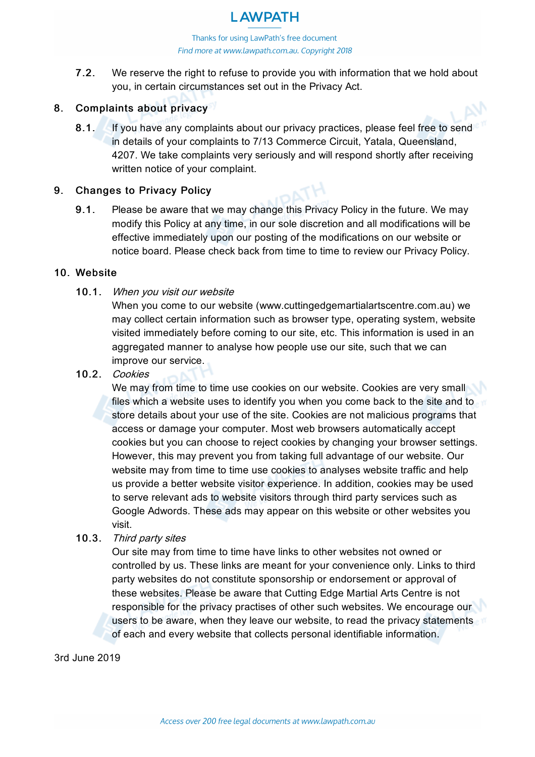7.2. We reserve the right to refuse to provide you with information that we hold about you, in certain circumstances set out in the Privacy Act.

## 8. Complaints about privacy

8.1. If you have any complaints about our privacy practices, please feel free to send in details of your complaints to 7/13 Commerce Circuit, Yatala, Queensland, 4207. We take complaints very seriously and will respond shortly after receiving written notice of your complaint.

## 9. Changes to Privacy Policy

9.1. Please be aware that we may change this Privacy Policy in the future. We may modify this Policy at any time, in our sole discretion and all modifications will be effective immediately upon our posting of the modifications on our website or notice board. Please check back from time to time to review our Privacy Policy.

## 10. Website

10.1. *When you visit our website*

When you come to our website (www.cuttingedgemartialartscentre.com.au) we may collect certain information such as browser type, operating system, website visited immediately before coming to our site, etc. This information is used in an aggregated manner to analyse how people use our site, such that we can improve our service.

10.2. *Cookies*

We may from time to time use cookies on our website. Cookies are very small files which a website uses to identify you when you come back to the site and to store details about your use of the site. Cookies are not malicious programs that access or damage your computer. Most web browsers automatically accept cookies but you can choose to reject cookies by changing your browser settings. However, this may prevent you from taking full advantage of our website. Our website may from time to time use cookies to analyses website traffic and help us provide a better website visitor experience. In addition, cookies may be used to serve relevant ads to website visitors through third party services such as Google Adwords. These ads may appear on this website or other websites you visit.

10.3. *Third party sites*

Our site may from time to time have links to other websites not owned or controlled by us. These links are meant for your convenience only. Links to third party websites do not constitute sponsorship or endorsement or approval of these websites. Please be aware that Cutting Edge Martial Arts Centre is not responsible for the privacy practises of other such websites. We encourage our users to be aware, when they leave our website, to read the privacy statements of each and every website that collects personal identifiable information.

3rd June 2019